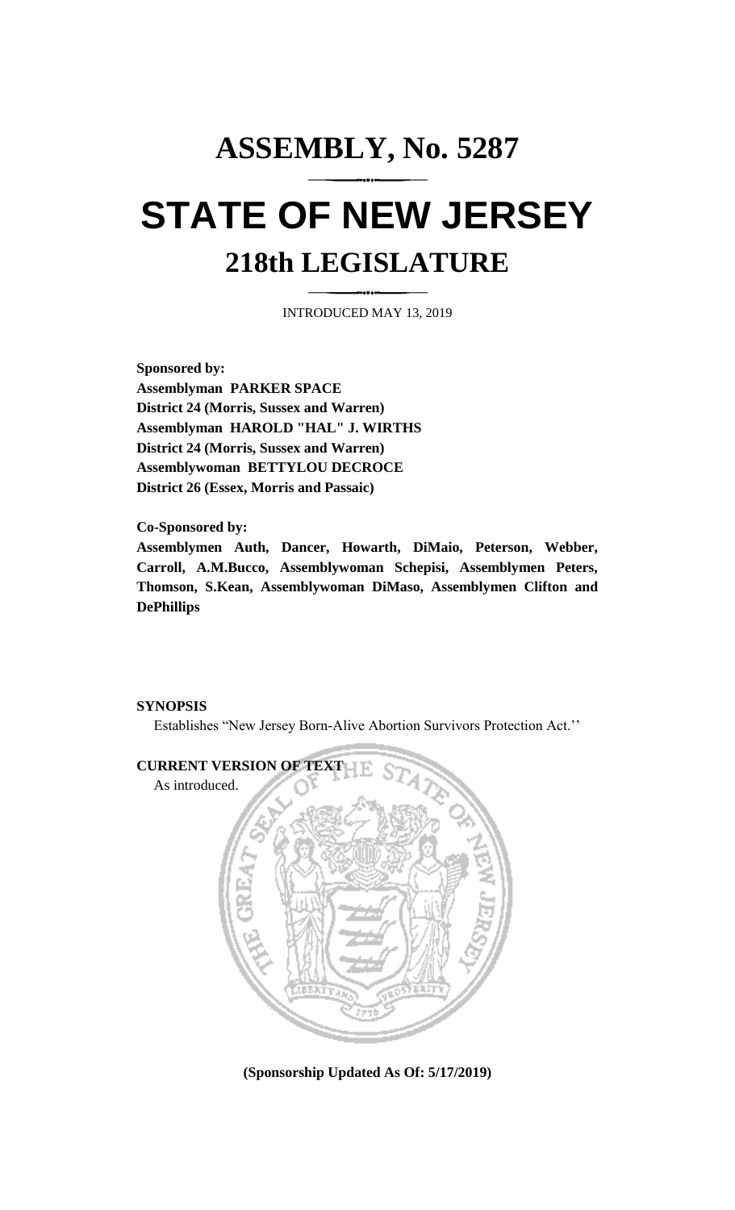# ASSEMBLY, No. 5287

# STATE OF NEW JERSEY

## 218th LEGISLATURE

INTRODUCED MAY 13, 2019

**Sponsored by:**
**Assemblyman PARKER SPACE**
**District 24 (Morris, Sussex and Warren)**
**Assemblyman HAROLD "HAL" J. WIRTHS**
**District 24 (Morris, Sussex and Warren)**
**Assemblywoman BETTYLOU DECROCE**
**District 26 (Essex, Morris and Passaic)**

**Co-Sponsored by:**
**Assemblymen Auth, Dancer, Howarth, DiMaio, Peterson, Webber, Carroll, A.M.Bucco, Assemblywoman Schepisi, Assemblymen Peters, Thomson, S.Kean, Assemblywoman DiMaso, Assemblymen Clifton and DePhillips**

**SYNOPSIS**

Establishes "New Jersey Born-Alive Abortion Survivors Protection Act.''

**CURRENT VERSION OF TEXT**

As introduced.

**(Sponsorship Updated As Of: 5/17/2019)**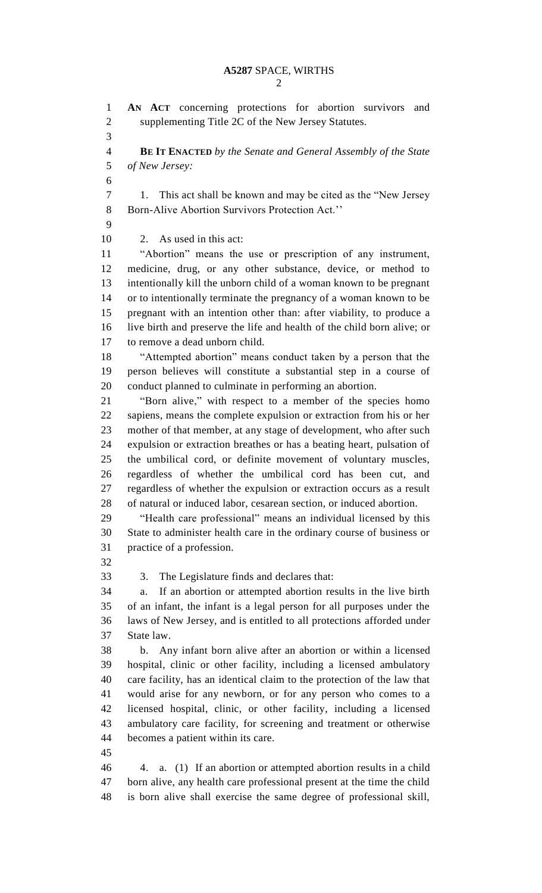**AN ACT** concerning protections for abortion survivors and supplementing Title 2C of the New Jersey Statutes.

**BE IT ENACTED** *by the Senate and General Assembly of the State of New Jersey:*

1. This act shall be known and may be cited as the "New Jersey Born-Alive Abortion Survivors Protection Act.''

2. As used in this act:

"Abortion" means the use or prescription of any instrument, medicine, drug, or any other substance, device, or method to intentionally kill the unborn child of a woman known to be pregnant or to intentionally terminate the pregnancy of a woman known to be pregnant with an intention other than: after viability, to produce a live birth and preserve the life and health of the child born alive; or to remove a dead unborn child.

"Attempted abortion" means conduct taken by a person that the person believes will constitute a substantial step in a course of conduct planned to culminate in performing an abortion.

"Born alive," with respect to a member of the species homo sapiens, means the complete expulsion or extraction from his or her mother of that member, at any stage of development, who after such expulsion or extraction breathes or has a beating heart, pulsation of the umbilical cord, or definite movement of voluntary muscles, regardless of whether the umbilical cord has been cut, and regardless of whether the expulsion or extraction occurs as a result of natural or induced labor, cesarean section, or induced abortion.

"Health care professional" means an individual licensed by this State to administer health care in the ordinary course of business or practice of a profession.

3. The Legislature finds and declares that:

a. If an abortion or attempted abortion results in the live birth of an infant, the infant is a legal person for all purposes under the laws of New Jersey, and is entitled to all protections afforded under State law.

b. Any infant born alive after an abortion or within a licensed hospital, clinic or other facility, including a licensed ambulatory care facility, has an identical claim to the protection of the law that would arise for any newborn, or for any person who comes to a licensed hospital, clinic, or other facility, including a licensed ambulatory care facility, for screening and treatment or otherwise becomes a patient within its care.

4. a. (1) If an abortion or attempted abortion results in a child born alive, any health care professional present at the time the child is born alive shall exercise the same degree of professional skill,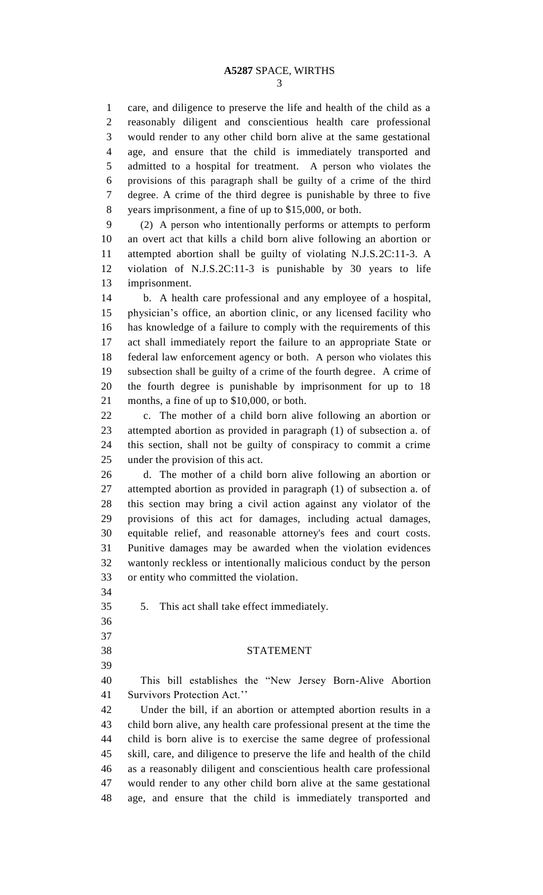care, and diligence to preserve the life and health of the child as a reasonably diligent and conscientious health care professional would render to any other child born alive at the same gestational age, and ensure that the child is immediately transported and admitted to a hospital for treatment. A person who violates the provisions of this paragraph shall be guilty of a crime of the third degree. A crime of the third degree is punishable by three to five years imprisonment, a fine of up to $15,000, or both.

(2) A person who intentionally performs or attempts to perform an overt act that kills a child born alive following an abortion or attempted abortion shall be guilty of violating N.J.S.2C:11-3. A violation of N.J.S.2C:11-3 is punishable by 30 years to life imprisonment.

b. A health care professional and any employee of a hospital, physician's office, an abortion clinic, or any licensed facility who has knowledge of a failure to comply with the requirements of this act shall immediately report the failure to an appropriate State or federal law enforcement agency or both. A person who violates this subsection shall be guilty of a crime of the fourth degree. A crime of the fourth degree is punishable by imprisonment for up to 18 months, a fine of up to $10,000, or both.

c. The mother of a child born alive following an abortion or attempted abortion as provided in paragraph (1) of subsection a. of this section, shall not be guilty of conspiracy to commit a crime under the provision of this act.

d. The mother of a child born alive following an abortion or attempted abortion as provided in paragraph (1) of subsection a. of this section may bring a civil action against any violator of the provisions of this act for damages, including actual damages, equitable relief, and reasonable attorney's fees and court costs. Punitive damages may be awarded when the violation evidences wantonly reckless or intentionally malicious conduct by the person or entity who committed the violation.

5. This act shall take effect immediately.

## STATEMENT

This bill establishes the "New Jersey Born-Alive Abortion Survivors Protection Act."

Under the bill, if an abortion or attempted abortion results in a child born alive, any health care professional present at the time the child is born alive is to exercise the same degree of professional skill, care, and diligence to preserve the life and health of the child as a reasonably diligent and conscientious health care professional would render to any other child born alive at the same gestational age, and ensure that the child is immediately transported and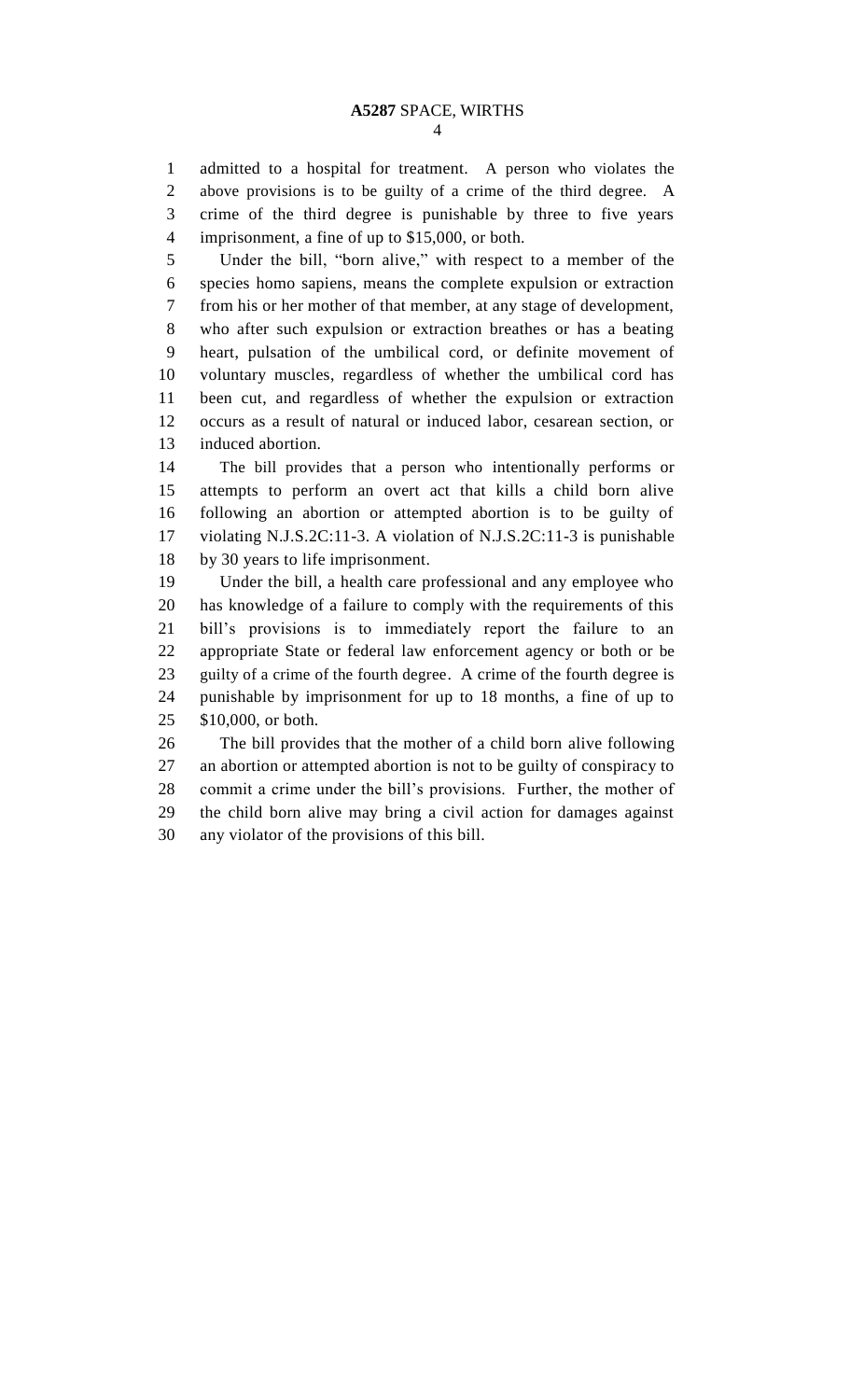admitted to a hospital for treatment. A person who violates the above provisions is to be guilty of a crime of the third degree. A crime of the third degree is punishable by three to five years imprisonment, a fine of up to $15,000, or both.

Under the bill, "born alive," with respect to a member of the species homo sapiens, means the complete expulsion or extraction from his or her mother of that member, at any stage of development, who after such expulsion or extraction breathes or has a beating heart, pulsation of the umbilical cord, or definite movement of voluntary muscles, regardless of whether the umbilical cord has been cut, and regardless of whether the expulsion or extraction occurs as a result of natural or induced labor, cesarean section, or induced abortion.

The bill provides that a person who intentionally performs or attempts to perform an overt act that kills a child born alive following an abortion or attempted abortion is to be guilty of violating N.J.S.2C:11-3. A violation of N.J.S.2C:11-3 is punishable by 30 years to life imprisonment.

Under the bill, a health care professional and any employee who has knowledge of a failure to comply with the requirements of this bill's provisions is to immediately report the failure to an appropriate State or federal law enforcement agency or both or be guilty of a crime of the fourth degree. A crime of the fourth degree is punishable by imprisonment for up to 18 months, a fine of up to $10,000, or both.

The bill provides that the mother of a child born alive following an abortion or attempted abortion is not to be guilty of conspiracy to commit a crime under the bill's provisions. Further, the mother of the child born alive may bring a civil action for damages against any violator of the provisions of this bill.